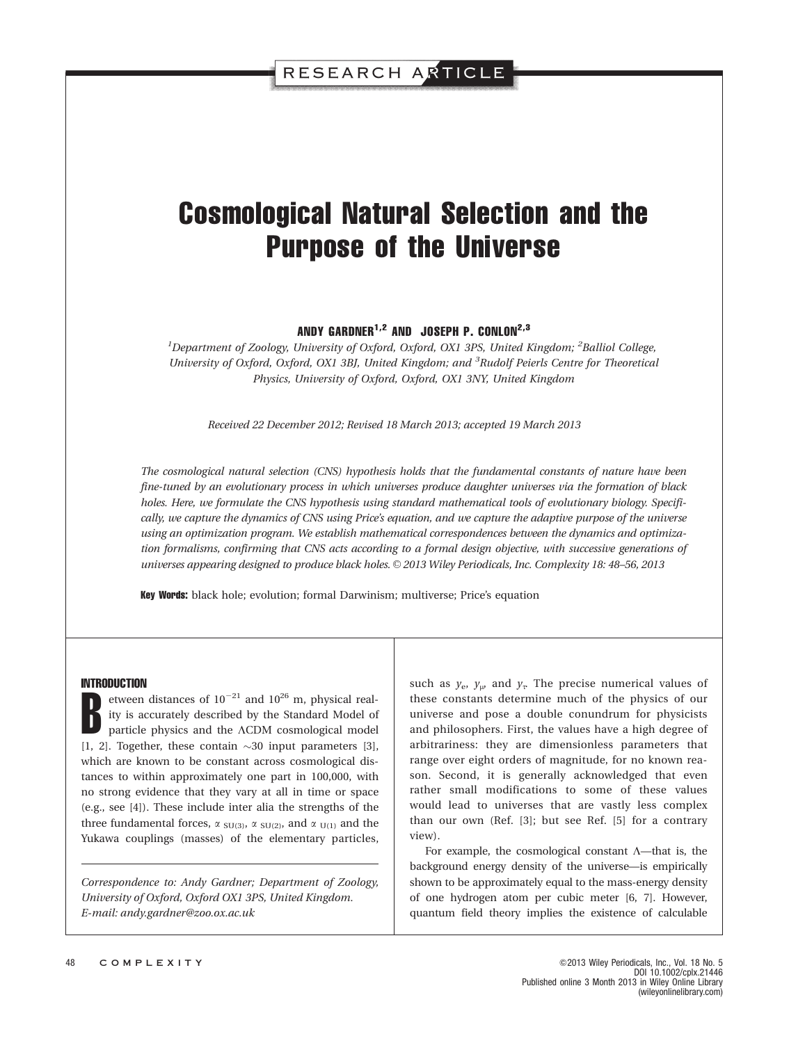RESEARCH ARTICLE

# Cosmological Natural Selection and the Purpose of the Universe

**ANDY GARDNER[1,2] AND JOSEPH P. CONLON[2,3]**

[1]*Department of Zoology, University of Oxford, Oxford, OX1 3PS, United Kingdom;* [2]*Balliol College, University of Oxford, Oxford, OX1 3BJ, United Kingdom; and* [3]*Rudolf Peierls Centre for Theoretical Physics, University of Oxford, Oxford, OX1 3NY, United Kingdom*

*Received 22 December 2012; Revised 18 March 2013; accepted 19 March 2013*

*The cosmological natural selection (CNS) hypothesis holds that the fundamental constants of nature have been fine-tuned by an evolutionary process in which universes produce daughter universes via the formation of black holes. Here, we formulate the CNS hypothesis using standard mathematical tools of evolutionary biology. Specifically, we capture the dynamics of CNS using Price's equation, and we capture the adaptive purpose of the universe using an optimization program. We establish mathematical correspondences between the dynamics and optimization formalisms, confirming that CNS acts according to a formal design objective, with successive generations of universes appearing designed to produce black holes. © 2013 Wiley Periodicals, Inc. Complexity 18: 48–56, 2013*

**Key Words:** black hole; evolution; formal Darwinism; multiverse; Price's equation

## INTRODUCTION

Between distances of $10^{-21}$ and $10^{26}$ m, physical reality is accurately described by the Standard Model of particle physics and the ΛCDM cosmological model [1, 2]. Together, these contain ~30 input parameters [3], which are known to be constant across cosmological distances to within approximately one part in 100,000, with no strong evidence that they vary at all in time or space (e.g., see [4]). These include inter alia the strengths of the three fundamental forces, $\alpha_{SU(3)}$, $\alpha_{SU(2)}$, and $\alpha_{U(1)}$ and the Yukawa couplings (masses) of the elementary particles, such as $y_e$, $y_\mu$, and $y_\tau$. The precise numerical values of these constants determine much of the physics of our universe and pose a double conundrum for physicists and philosophers. First, the values have a high degree of arbitrariness: they are dimensionless parameters that range over eight orders of magnitude, for no known reason. Second, it is generally acknowledged that even rather small modifications to some of these values would lead to universes that are vastly less complex than our own (Ref. [3]; but see Ref. [5] for a contrary view).

For example, the cosmological constant Λ—that is, the background energy density of the universe—is empirically shown to be approximately equal to the mass-energy density of one hydrogen atom per cubic meter [6, 7]. However, quantum field theory implies the existence of calculable

*Correspondence to: Andy Gardner; Department of Zoology, University of Oxford, Oxford OX1 3PS, United Kingdom. E-mail: andy.gardner@zoo.ox.ac.uk*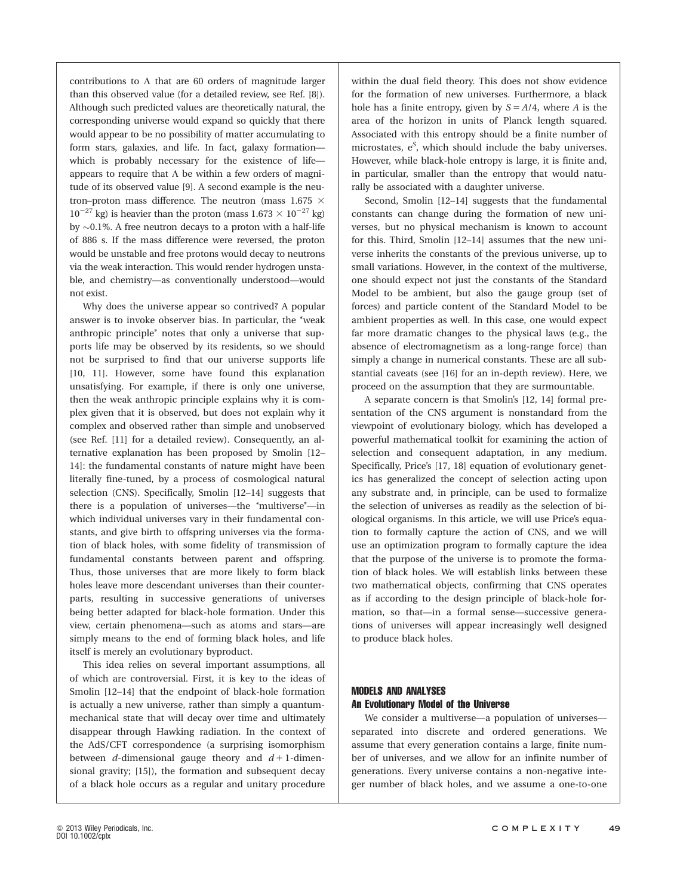contributions to $\Lambda$ that are 60 orders of magnitude larger than this observed value (for a detailed review, see Ref. [8]). Although such predicted values are theoretically natural, the corresponding universe would expand so quickly that there would appear to be no possibility of matter accumulating to form stars, galaxies, and life. In fact, galaxy formation—which is probably necessary for the existence of life—appears to require that $\Lambda$ be within a few orders of magnitude of its observed value [9]. A second example is the neutron–proton mass difference. The neutron (mass $1.675 \times 10^{-27}$ kg) is heavier than the proton (mass $1.673 \times 10^{-27}$ kg) by $\sim$0.1%. A free neutron decays to a proton with a half-life of 886 s. If the mass difference were reversed, the proton would be unstable and free protons would decay to neutrons via the weak interaction. This would render hydrogen unstable, and chemistry—as conventionally understood—would not exist.

Why does the universe appear so contrived? A popular answer is to invoke observer bias. In particular, the "weak anthropic principle" notes that only a universe that supports life may be observed by its residents, so we should not be surprised to find that our universe supports life [10, 11]. However, some have found this explanation unsatisfying. For example, if there is only one universe, then the weak anthropic principle explains why it is complex given that it is observed, but does not explain why it complex and observed rather than simple and unobserved (see Ref. [11] for a detailed review). Consequently, an alternative explanation has been proposed by Smolin [12–14]: the fundamental constants of nature might have been literally fine-tuned, by a process of cosmological natural selection (CNS). Specifically, Smolin [12–14] suggests that there is a population of universes—the "multiverse"—in which individual universes vary in their fundamental constants, and give birth to offspring universes via the formation of black holes, with some fidelity of transmission of fundamental constants between parent and offspring. Thus, those universes that are more likely to form black holes leave more descendant universes than their counterparts, resulting in successive generations of universes being better adapted for black-hole formation. Under this view, certain phenomena—such as atoms and stars—are simply means to the end of forming black holes, and life itself is merely an evolutionary byproduct.

This idea relies on several important assumptions, all of which are controversial. First, it is key to the ideas of Smolin [12–14] that the endpoint of black-hole formation is actually a new universe, rather than simply a quantum-mechanical state that will decay over time and ultimately disappear through Hawking radiation. In the context of the AdS/CFT correspondence (a surprising isomorphism between $d$-dimensional gauge theory and $d+1$-dimensional gravity; [15]), the formation and subsequent decay of a black hole occurs as a regular and unitary procedure within the dual field theory. This does not show evidence for the formation of new universes. Furthermore, a black hole has a finite entropy, given by $S = A/4$, where $A$ is the area of the horizon in units of Planck length squared. Associated with this entropy should be a finite number of microstates, $e^S$, which should include the baby universes. However, while black-hole entropy is large, it is finite and, in particular, smaller than the entropy that would naturally be associated with a daughter universe.

Second, Smolin [12–14] suggests that the fundamental constants can change during the formation of new universes, but no physical mechanism is known to account for this. Third, Smolin [12–14] assumes that the new universe inherits the constants of the previous universe, up to small variations. However, in the context of the multiverse, one should expect not just the constants of the Standard Model to be ambient, but also the gauge group (set of forces) and particle content of the Standard Model to be ambient properties as well. In this case, one would expect far more dramatic changes to the physical laws (e.g., the absence of electromagnetism as a long-range force) than simply a change in numerical constants. These are all substantial caveats (see [16] for an in-depth review). Here, we proceed on the assumption that they are surmountable.

A separate concern is that Smolin's [12, 14] formal presentation of the CNS argument is nonstandard from the viewpoint of evolutionary biology, which has developed a powerful mathematical toolkit for examining the action of selection and consequent adaptation, in any medium. Specifically, Price's [17, 18] equation of evolutionary genetics has generalized the concept of selection acting upon any substrate and, in principle, can be used to formalize the selection of universes as readily as the selection of biological organisms. In this article, we will use Price's equation to formally capture the action of CNS, and we will use an optimization program to formally capture the idea that the purpose of the universe is to promote the formation of black holes. We will establish links between these two mathematical objects, confirming that CNS operates as if according to the design principle of black-hole formation, so that—in a formal sense—successive generations of universes will appear increasingly well designed to produce black holes.

## MODELS AND ANALYSES

### An Evolutionary Model of the Universe

We consider a multiverse—a population of universes—separated into discrete and ordered generations. We assume that every generation contains a large, finite number of universes, and we allow for an infinite number of generations. Every universe contains a non-negative integer number of black holes, and we assume a one-to-one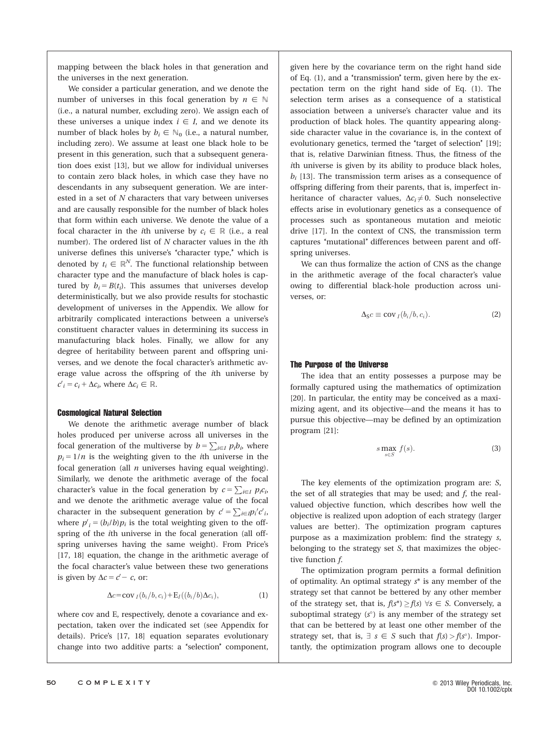mapping between the black holes in that generation and the universes in the next generation.

We consider a particular generation, and we denote the number of universes in this focal generation by $n \in \mathbb{N}$ (i.e., a natural number, excluding zero). We assign each of these universes a unique index $i \in I$, and we denote its number of black holes by $b_i \in \mathbb{N}_0$ (i.e., a natural number, including zero). We assume at least one black hole to be present in this generation, such that a subsequent generation does exist [13], but we allow for individual universes to contain zero black holes, in which case they have no descendants in any subsequent generation. We are interested in a set of $N$ characters that vary between universes and are causally responsible for the number of black holes that form within each universe. We denote the value of a focal character in the $i$th universe by $c_i \in \mathbb{R}$ (i.e., a real number). The ordered list of $N$ character values in the $i$th universe defines this universe's "character type," which is denoted by $t_i \in \mathbb{R}^N$. The functional relationship between character type and the manufacture of black holes is captured by $b_i = B(t_i)$. This assumes that universes develop deterministically, but we also provide results for stochastic development of universes in the Appendix. We allow for arbitrarily complicated interactions between a universe's constituent character values in determining its success in manufacturing black holes. Finally, we allow for any degree of heritability between parent and offspring universes, and we denote the focal character's arithmetic average value across the offspring of the $i$th universe by $c'_i = c_i + \Delta c_i$, where $\Delta c_i \in \mathbb{R}$.

### Cosmological Natural Selection

We denote the arithmetic average number of black holes produced per universe across all universes in the focal generation of the multiverse by $b = \sum_{i \in I} p_i b_i$, where $p_i = 1/n$ is the weighting given to the $i$th universe in the focal generation (all $n$ universes having equal weighting). Similarly, we denote the arithmetic average of the focal character's value in the focal generation by $c = \sum_{i \in I} p_i c_i$, and we denote the arithmetic average value of the focal character in the subsequent generation by $c' = \sum_{i \in I} p'_i c'_i$, where $p'_i = (b_i/b) p_i$ is the total weighting given to the offspring of the $i$th universe in the focal generation (all offspring universes having the same weight). From Price's [17, 18] equation, the change in the arithmetic average of the focal character's value between these two generations is given by $\Delta c = c' - c$, or:

$$\Delta c = \text{cov}_I(b_i/b, c_i) + \text{E}_I((b_i/b)\Delta c_i), \tag{1}$$

where cov and E, respectively, denote a covariance and expectation, taken over the indicated set (see Appendix for details). Price's [17, 18] equation separates evolutionary change into two additive parts: a "selection" component, given here by the covariance term on the right hand side of Eq. (1), and a "transmission" term, given here by the expectation term on the right hand side of Eq. (1). The selection term arises as a consequence of a statistical association between a universe's character value and its production of black holes. The quantity appearing alongside character value in the covariance is, in the context of evolutionary genetics, termed the "target of selection" [19]; that is, relative Darwinian fitness. Thus, the fitness of the $i$th universe is given by its ability to produce black holes, $b_i$ [13]. The transmission term arises as a consequence of offspring differing from their parents, that is, imperfect inheritance of character values, $\Delta c_i \neq 0$. Such nonselective effects arise in evolutionary genetics as a consequence of processes such as spontaneous mutation and meiotic drive [17]. In the context of CNS, the transmission term captures "mutational" differences between parent and offspring universes.

We can thus formalize the action of CNS as the change in the arithmetic average of the focal character's value owing to differential black-hole production across universes, or:

$$\Delta_S c \equiv \text{cov}_I(b_i/b, c_i). \tag{2}$$

### The Purpose of the Universe

The idea that an entity possesses a purpose may be formally captured using the mathematics of optimization [20]. In particular, the entity may be conceived as a maximizing agent, and its objective—and the means it has to pursue this objective—may be defined by an optimization program [21]:

$$s \max_{s \in S} f(s). \tag{3}$$

The key elements of the optimization program are: $S$, the set of all strategies that may be used; and $f$, the real-valued objective function, which describes how well the objective is realized upon adoption of each strategy (larger values are better). The optimization program captures purpose as a maximization problem: find the strategy $s$, belonging to the strategy set $S$, that maximizes the objective function $f$.

The optimization program permits a formal definition of optimality. An optimal strategy $s^*$ is any member of the strategy set that cannot be bettered by any other member of the strategy set, that is, $f(s^*) \geq f(s)\ \forall s \in S$. Conversely, a suboptimal strategy ($s^\circ$) is any member of the strategy set that can be bettered by at least one other member of the strategy set, that is, $\exists\ s \in S$ such that $f(s) > f(s^\circ)$. Importantly, the optimization program allows one to decouple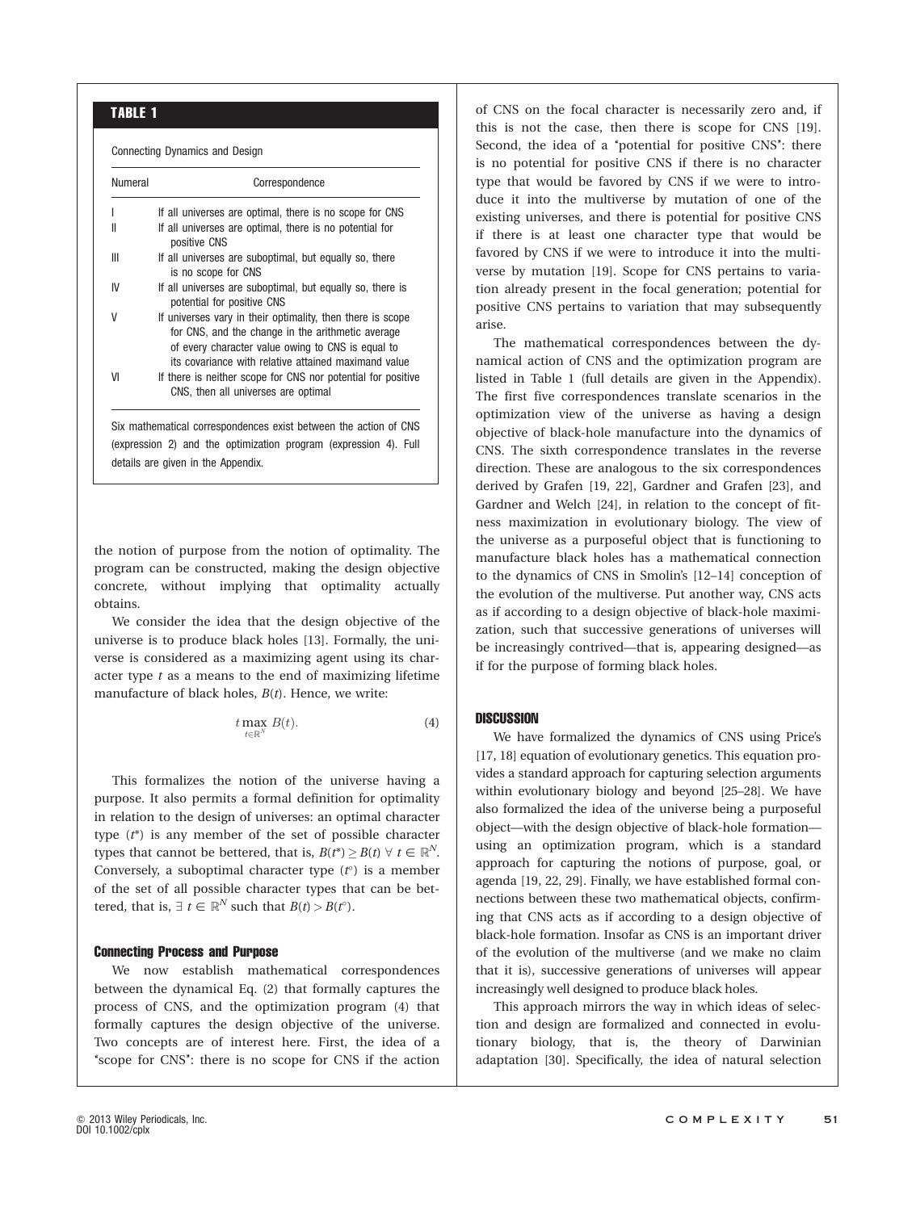**TABLE 1**

Connecting Dynamics and Design

| Numeral | Correspondence |
|---|---|
| I | If all universes are optimal, there is no scope for CNS |
| II | If all universes are optimal, there is no potential for positive CNS |
| III | If all universes are suboptimal, but equally so, there is no scope for CNS |
| IV | If all universes are suboptimal, but equally so, there is potential for positive CNS |
| V | If universes vary in their optimality, then there is scope for CNS, and the change in the arithmetic average of every character value owing to CNS is equal to its covariance with relative attained maximand value |
| VI | If there is neither scope for CNS nor potential for positive CNS, then all universes are optimal |

Six mathematical correspondences exist between the action of CNS (expression 2) and the optimization program (expression 4). Full details are given in the Appendix.

the notion of purpose from the notion of optimality. The program can be constructed, making the design objective concrete, without implying that optimality actually obtains.

We consider the idea that the design objective of the universe is to produce black holes [13]. Formally, the universe is considered as a maximizing agent using its character type $t$ as a means to the end of maximizing lifetime manufacture of black holes, $B(t)$. Hence, we write:

$$t \max_{t \in \mathbb{R}^N} B(t). \tag{4}$$

This formalizes the notion of the universe having a purpose. It also permits a formal definition for optimality in relation to the design of universes: an optimal character type ($t^*$) is any member of the set of possible character types that cannot be bettered, that is, $B(t^*) \geq B(t) \; \forall \; t \in \mathbb{R}^N$. Conversely, a suboptimal character type ($t^\circ$) is a member of the set of all possible character types that can be bettered, that is, $\exists \; t \in \mathbb{R}^N$ such that $B(t) > B(t^\circ)$.

### Connecting Process and Purpose

We now establish mathematical correspondences between the dynamical Eq. (2) that formally captures the process of CNS, and the optimization program (4) that formally captures the design objective of the universe. Two concepts are of interest here. First, the idea of a "scope for CNS": there is no scope for CNS if the action of CNS on the focal character is necessarily zero and, if this is not the case, then there is scope for CNS [19]. Second, the idea of a "potential for positive CNS": there is no potential for positive CNS if there is no character type that would be favored by CNS if we were to introduce it into the multiverse by mutation of one of the existing universes, and there is potential for positive CNS if there is at least one character type that would be favored by CNS if we were to introduce it into the multiverse by mutation [19]. Scope for CNS pertains to variation already present in the focal generation; potential for positive CNS pertains to variation that may subsequently arise.

The mathematical correspondences between the dynamical action of CNS and the optimization program are listed in Table 1 (full details are given in the Appendix). The first five correspondences translate scenarios in the optimization view of the universe as having a design objective of black-hole manufacture into the dynamics of CNS. The sixth correspondence translates in the reverse direction. These are analogous to the six correspondences derived by Grafen [19, 22], Gardner and Grafen [23], and Gardner and Welch [24], in relation to the concept of fitness maximization in evolutionary biology. The view of the universe as a purposeful object that is functioning to manufacture black holes has a mathematical connection to the dynamics of CNS in Smolin's [12–14] conception of the evolution of the multiverse. Put another way, CNS acts as if according to a design objective of black-hole maximization, such that successive generations of universes will be increasingly contrived—that is, appearing designed—as if for the purpose of forming black holes.

## DISCUSSION

We have formalized the dynamics of CNS using Price's [17, 18] equation of evolutionary genetics. This equation provides a standard approach for capturing selection arguments within evolutionary biology and beyond [25–28]. We have also formalized the idea of the universe being a purposeful object—with the design objective of black-hole formation—using an optimization program, which is a standard approach for capturing the notions of purpose, goal, or agenda [19, 22, 29]. Finally, we have established formal connections between these two mathematical objects, confirming that CNS acts as if according to a design objective of black-hole formation. Insofar as CNS is an important driver of the evolution of the multiverse (and we make no claim that it is), successive generations of universes will appear increasingly well designed to produce black holes.

This approach mirrors the way in which ideas of selection and design are formalized and connected in evolutionary biology, that is, the theory of Darwinian adaptation [30]. Specifically, the idea of natural selection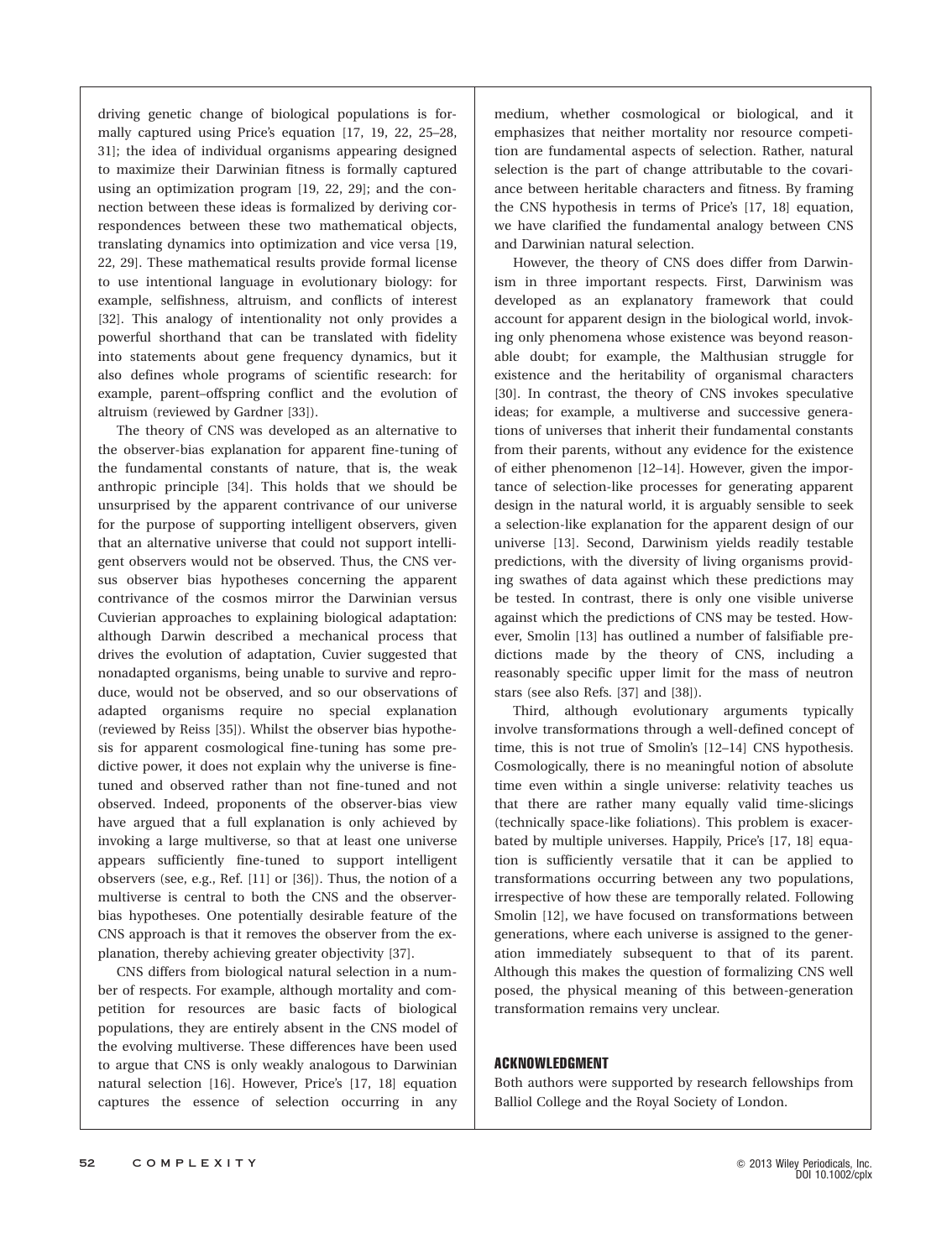driving genetic change of biological populations is formally captured using Price's equation [17, 19, 22, 25–28, 31]; the idea of individual organisms appearing designed to maximize their Darwinian fitness is formally captured using an optimization program [19, 22, 29]; and the connection between these ideas is formalized by deriving correspondences between these two mathematical objects, translating dynamics into optimization and vice versa [19, 22, 29]. These mathematical results provide formal license to use intentional language in evolutionary biology: for example, selfishness, altruism, and conflicts of interest [32]. This analogy of intentionality not only provides a powerful shorthand that can be translated with fidelity into statements about gene frequency dynamics, but it also defines whole programs of scientific research: for example, parent–offspring conflict and the evolution of altruism (reviewed by Gardner [33]).

The theory of CNS was developed as an alternative to the observer-bias explanation for apparent fine-tuning of the fundamental constants of nature, that is, the weak anthropic principle [34]. This holds that we should be unsurprised by the apparent contrivance of our universe for the purpose of supporting intelligent observers, given that an alternative universe that could not support intelligent observers would not be observed. Thus, the CNS versus observer bias hypotheses concerning the apparent contrivance of the cosmos mirror the Darwinian versus Cuvierian approaches to explaining biological adaptation: although Darwin described a mechanical process that drives the evolution of adaptation, Cuvier suggested that nonadapted organisms, being unable to survive and reproduce, would not be observed, and so our observations of adapted organisms require no special explanation (reviewed by Reiss [35]). Whilst the observer bias hypothesis for apparent cosmological fine-tuning has some predictive power, it does not explain why the universe is fine-tuned and observed rather than not fine-tuned and not observed. Indeed, proponents of the observer-bias view have argued that a full explanation is only achieved by invoking a large multiverse, so that at least one universe appears sufficiently fine-tuned to support intelligent observers (see, e.g., Ref. [11] or [36]). Thus, the notion of a multiverse is central to both the CNS and the observer-bias hypotheses. One potentially desirable feature of the CNS approach is that it removes the observer from the explanation, thereby achieving greater objectivity [37].

CNS differs from biological natural selection in a number of respects. For example, although mortality and competition for resources are basic facts of biological populations, they are entirely absent in the CNS model of the evolving multiverse. These differences have been used to argue that CNS is only weakly analogous to Darwinian natural selection [16]. However, Price's [17, 18] equation captures the essence of selection occurring in any medium, whether cosmological or biological, and it emphasizes that neither mortality nor resource competition are fundamental aspects of selection. Rather, natural selection is the part of change attributable to the covariance between heritable characters and fitness. By framing the CNS hypothesis in terms of Price's [17, 18] equation, we have clarified the fundamental analogy between CNS and Darwinian natural selection.

However, the theory of CNS does differ from Darwinism in three important respects. First, Darwinism was developed as an explanatory framework that could account for apparent design in the biological world, invoking only phenomena whose existence was beyond reasonable doubt; for example, the Malthusian struggle for existence and the heritability of organismal characters [30]. In contrast, the theory of CNS invokes speculative ideas; for example, a multiverse and successive generations of universes that inherit their fundamental constants from their parents, without any evidence for the existence of either phenomenon [12–14]. However, given the importance of selection-like processes for generating apparent design in the natural world, it is arguably sensible to seek a selection-like explanation for the apparent design of our universe [13]. Second, Darwinism yields readily testable predictions, with the diversity of living organisms providing swathes of data against which these predictions may be tested. In contrast, there is only one visible universe against which the predictions of CNS may be tested. However, Smolin [13] has outlined a number of falsifiable predictions made by the theory of CNS, including a reasonably specific upper limit for the mass of neutron stars (see also Refs. [37] and [38]).

Third, although evolutionary arguments typically involve transformations through a well-defined concept of time, this is not true of Smolin's [12–14] CNS hypothesis. Cosmologically, there is no meaningful notion of absolute time even within a single universe: relativity teaches us that there are rather many equally valid time-slicings (technically space-like foliations). This problem is exacerbated by multiple universes. Happily, Price's [17, 18] equation is sufficiently versatile that it can be applied to transformations occurring between any two populations, irrespective of how these are temporally related. Following Smolin [12], we have focused on transformations between generations, where each universe is assigned to the generation immediately subsequent to that of its parent. Although this makes the question of formalizing CNS well posed, the physical meaning of this between-generation transformation remains very unclear.

## ACKNOWLEDGMENT

Both authors were supported by research fellowships from Balliol College and the Royal Society of London.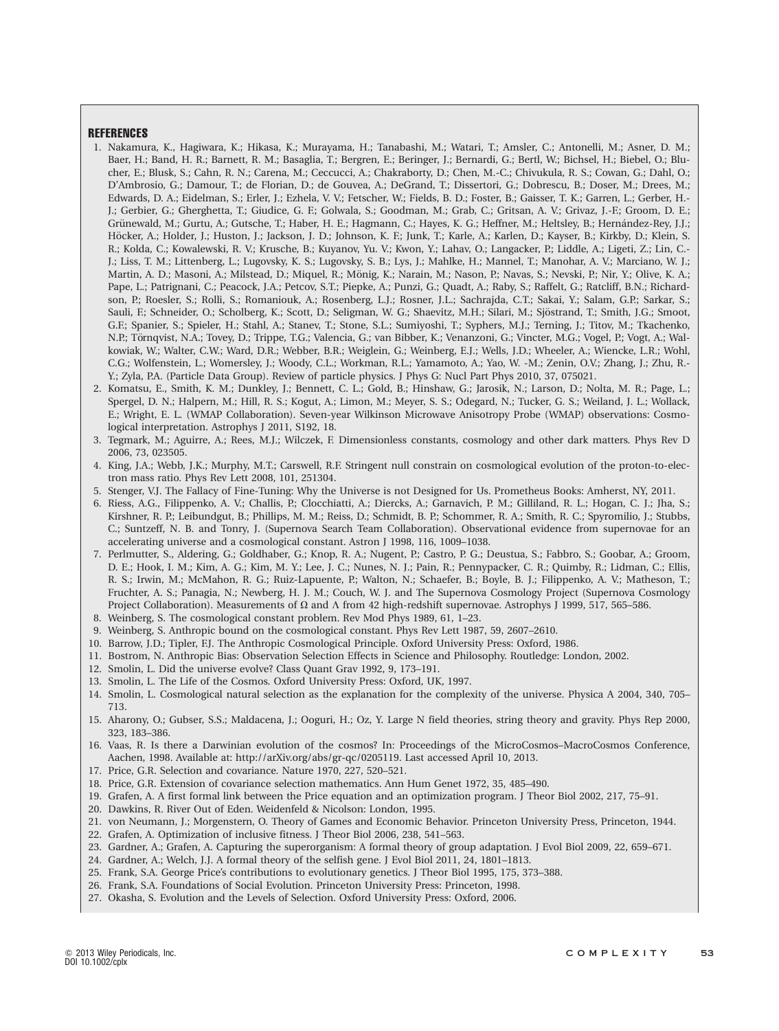## REFERENCES

1. Nakamura, K., Hagiwara, K.; Hikasa, K.; Murayama, H.; Tanabashi, M.; Watari, T.; Amsler, C.; Antonelli, M.; Asner, D. M.; Baer, H.; Band, H. R.; Barnett, R. M.; Basaglia, T.; Bergren, E.; Beringer, J.; Bernardi, G.; Bertl, W.; Bichsel, H.; Biebel, O.; Blucher, E.; Blusk, S.; Cahn, R. N.; Carena, M.; Ceccucci, A.; Chakraborty, D.; Chen, M.-C.; Chivukula, R. S.; Cowan, G.; Dahl, O.; D'Ambrosio, G.; Damour, T.; de Florian, D.; de Gouvea, A.; DeGrand, T.; Dissertori, G.; Dobrescu, B.; Doser, M.; Drees, M.; Edwards, D. A.; Eidelman, S.; Erler, J.; Ezhela, V. V.; Fetscher, W.; Fields, B. D.; Foster, B.; Gaisser, T. K.; Garren, L.; Gerber, H.-J.; Gerbier, G.; Gherghetta, T.; Giudice, G. F.; Golwala, S.; Goodman, M.; Grab, C.; Gritsan, A. V.; Grivaz, J.-F.; Groom, D. E.; Grünewald, M.; Gurtu, A.; Gutsche, T.; Haber, H. E.; Hagmann, C.; Hayes, K. G.; Heffner, M.; Heltsley, B.; Hernández-Rey, J.J.; Höcker, A.; Holder, J.; Huston, J.; Jackson, J. D.; Johnson, K. F.; Junk, T.; Karle, A.; Karlen, D.; Kayser, B.; Kirkby, D.; Klein, S. R.; Kolda, C.; Kowalewski, R. V.; Krusche, B.; Kuyanov, Yu. V.; Kwon, Y.; Lahav, O.; Langacker, P.; Liddle, A.; Ligeti, Z.; Lin, C.-J.; Liss, T. M.; Littenberg, L.; Lugovsky, K. S.; Lugovsky, S. B.; Lys, J.; Mahlke, H.; Mannel, T.; Manohar, A. V.; Marciano, W. J.; Martin, A. D.; Masoni, A.; Milstead, D.; Miquel, R.; Mönig, K.; Narain, M.; Nason, P.; Navas, S.; Nevski, P.; Nir, Y.; Olive, K. A.; Pape, L.; Patrignani, C.; Peacock, J.A.; Petcov, S.T.; Piepke, A.; Punzi, G.; Quadt, A.; Raby, S.; Raffelt, G.; Ratcliff, B.N.; Richardson, P.; Roesler, S.; Rolli, S.; Romaniouk, A.; Rosenberg, L.J.; Rosner, J.L.; Sachrajda, C.T.; Sakai, Y.; Salam, G.P.; Sarkar, S.; Sauli, F.; Schneider, O.; Scholberg, K.; Scott, D.; Seligman, W. G.; Shaevitz, M.H.; Silari, M.; Sjöstrand, T.; Smith, J.G.; Smoot, G.F.; Spanier, S.; Spieler, H.; Stahl, A.; Stanev, T.; Stone, S.L.; Sumiyoshi, T.; Syphers, M.J.; Terning, J.; Titov, M.; Tkachenko, N.P.; Törnqvist, N.A.; Tovey, D.; Trippe, T.G.; Valencia, G.; van Bibber, K.; Venanzoni, G.; Vincter, M.G.; Vogel, P.; Vogt, A.; Walkowiak, W.; Walter, C.W.; Ward, D.R.; Webber, B.R.; Weiglein, G.; Weinberg, E.J.; Wells, J.D.; Wheeler, A.; Wiencke, L.R.; Wohl, C.G.; Wolfenstein, L.; Womersley, J.; Woody, C.L.; Workman, R.L.; Yamamoto, A.; Yao, W. -M.; Zenin, O.V.; Zhang, J.; Zhu, R.-Y.; Zyla, P.A. (Particle Data Group). Review of particle physics. J Phys G: Nucl Part Phys 2010, 37, 075021.
2. Komatsu, E., Smith, K. M.; Dunkley, J.; Bennett, C. L.; Gold, B.; Hinshaw, G.; Jarosik, N.; Larson, D.; Nolta, M. R.; Page, L.; Spergel, D. N.; Halpern, M.; Hill, R. S.; Kogut, A.; Limon, M.; Meyer, S. S.; Odegard, N.; Tucker, G. S.; Weiland, J. L.; Wollack, E.; Wright, E. L. (WMAP Collaboration). Seven-year Wilkinson Microwave Anisotropy Probe (WMAP) observations: Cosmological interpretation. Astrophys J 2011, S192, 18.
3. Tegmark, M.; Aguirre, A.; Rees, M.J.; Wilczek, F. Dimensionless constants, cosmology and other dark matters. Phys Rev D 2006, 73, 023505.
4. King, J.A.; Webb, J.K.; Murphy, M.T.; Carswell, R.F. Stringent null constrain on cosmological evolution of the proton-to-electron mass ratio. Phys Rev Lett 2008, 101, 251304.
5. Stenger, V.J. The Fallacy of Fine-Tuning: Why the Universe is not Designed for Us. Prometheus Books: Amherst, NY, 2011.
6. Riess, A.G., Filippenko, A. V.; Challis, P.; Clocchiatti, A.; Diercks, A.; Garnavich, P. M.; Gilliland, R. L.; Hogan, C. J.; Jha, S.; Kirshner, R. P.; Leibundgut, B.; Phillips, M. M.; Reiss, D.; Schmidt, B. P.; Schommer, R. A.; Smith, R. C.; Spyromilio, J.; Stubbs, C.; Suntzeff, N. B. and Tonry, J. (Supernova Search Team Collaboration). Observational evidence from supernovae for an accelerating universe and a cosmological constant. Astron J 1998, 116, 1009–1038.
7. Perlmutter, S., Aldering, G.; Goldhaber, G.; Knop, R. A.; Nugent, P.; Castro, P. G.; Deustua, S.; Fabbro, S.; Goobar, A.; Groom, D. E.; Hook, I. M.; Kim, A. G.; Kim, M. Y.; Lee, J. C.; Nunes, N. J.; Pain, R.; Pennypacker, C. R.; Quimby, R.; Lidman, C.; Ellis, R. S.; Irwin, M.; McMahon, R. G.; Ruiz-Lapuente, P.; Walton, N.; Schaefer, B.; Boyle, B. J.; Filippenko, A. V.; Matheson, T.; Fruchter, A. S.; Panagia, N.; Newberg, H. J. M.; Couch, W. J. and The Supernova Cosmology Project (Supernova Cosmology Project Collaboration). Measurements of Ω and Λ from 42 high-redshift supernovae. Astrophys J 1999, 517, 565–586.
8. Weinberg, S. The cosmological constant problem. Rev Mod Phys 1989, 61, 1–23.
9. Weinberg, S. Anthropic bound on the cosmological constant. Phys Rev Lett 1987, 59, 2607–2610.
10. Barrow, J.D.; Tipler, F.J. The Anthropic Cosmological Principle. Oxford University Press: Oxford, 1986.
11. Bostrom, N. Anthropic Bias: Observation Selection Effects in Science and Philosophy. Routledge: London, 2002.
12. Smolin, L. Did the universe evolve? Class Quant Grav 1992, 9, 173–191.
13. Smolin, L. The Life of the Cosmos. Oxford University Press: Oxford, UK, 1997.
14. Smolin, L. Cosmological natural selection as the explanation for the complexity of the universe. Physica A 2004, 340, 705–713.
15. Aharony, O.; Gubser, S.S.; Maldacena, J.; Ooguri, H.; Oz, Y. Large N field theories, string theory and gravity. Phys Rep 2000, 323, 183–386.
16. Vaas, R. Is there a Darwinian evolution of the cosmos? In: Proceedings of the MicroCosmos–MacroCosmos Conference, Aachen, 1998. Available at: http://arXiv.org/abs/gr-qc/0205119. Last accessed April 10, 2013.
17. Price, G.R. Selection and covariance. Nature 1970, 227, 520–521.
18. Price, G.R. Extension of covariance selection mathematics. Ann Hum Genet 1972, 35, 485–490.
19. Grafen, A. A first formal link between the Price equation and an optimization program. J Theor Biol 2002, 217, 75–91.
20. Dawkins, R. River Out of Eden. Weidenfeld & Nicolson: London, 1995.
21. von Neumann, J.; Morgenstern, O. Theory of Games and Economic Behavior. Princeton University Press, Princeton, 1944.
22. Grafen, A. Optimization of inclusive fitness. J Theor Biol 2006, 238, 541–563.
23. Gardner, A.; Grafen, A. Capturing the superorganism: A formal theory of group adaptation. J Evol Biol 2009, 22, 659–671.
24. Gardner, A.; Welch, J.J. A formal theory of the selfish gene. J Evol Biol 2011, 24, 1801–1813.
25. Frank, S.A. George Price's contributions to evolutionary genetics. J Theor Biol 1995, 175, 373–388.
26. Frank, S.A. Foundations of Social Evolution. Princeton University Press: Princeton, 1998.
27. Okasha, S. Evolution and the Levels of Selection. Oxford University Press: Oxford, 2006.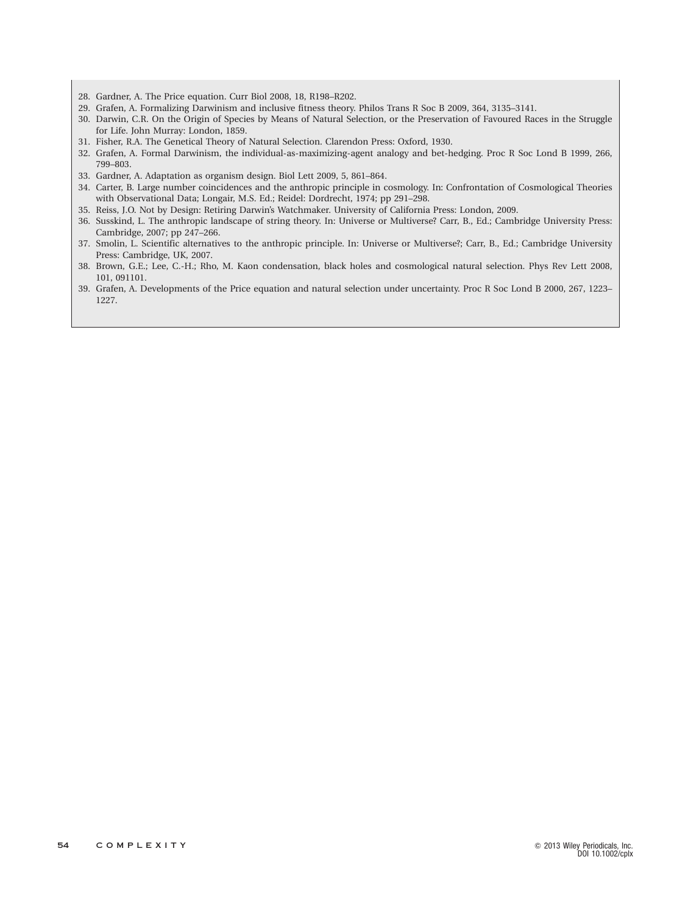28. Gardner, A. The Price equation. Curr Biol 2008, 18, R198–R202.
29. Grafen, A. Formalizing Darwinism and inclusive fitness theory. Philos Trans R Soc B 2009, 364, 3135–3141.
30. Darwin, C.R. On the Origin of Species by Means of Natural Selection, or the Preservation of Favoured Races in the Struggle for Life. John Murray: London, 1859.
31. Fisher, R.A. The Genetical Theory of Natural Selection. Clarendon Press: Oxford, 1930.
32. Grafen, A. Formal Darwinism, the individual-as-maximizing-agent analogy and bet-hedging. Proc R Soc Lond B 1999, 266, 799–803.
33. Gardner, A. Adaptation as organism design. Biol Lett 2009, 5, 861–864.
34. Carter, B. Large number coincidences and the anthropic principle in cosmology. In: Confrontation of Cosmological Theories with Observational Data; Longair, M.S. Ed.; Reidel: Dordrecht, 1974; pp 291–298.
35. Reiss, J.O. Not by Design: Retiring Darwin's Watchmaker. University of California Press: London, 2009.
36. Susskind, L. The anthropic landscape of string theory. In: Universe or Multiverse? Carr, B., Ed.; Cambridge University Press: Cambridge, 2007; pp 247–266.
37. Smolin, L. Scientific alternatives to the anthropic principle. In: Universe or Multiverse?; Carr, B., Ed.; Cambridge University Press: Cambridge, UK, 2007.
38. Brown, G.E.; Lee, C.-H.; Rho, M. Kaon condensation, black holes and cosmological natural selection. Phys Rev Lett 2008, 101, 091101.
39. Grafen, A. Developments of the Price equation and natural selection under uncertainty. Proc R Soc Lond B 2000, 267, 1223–1227.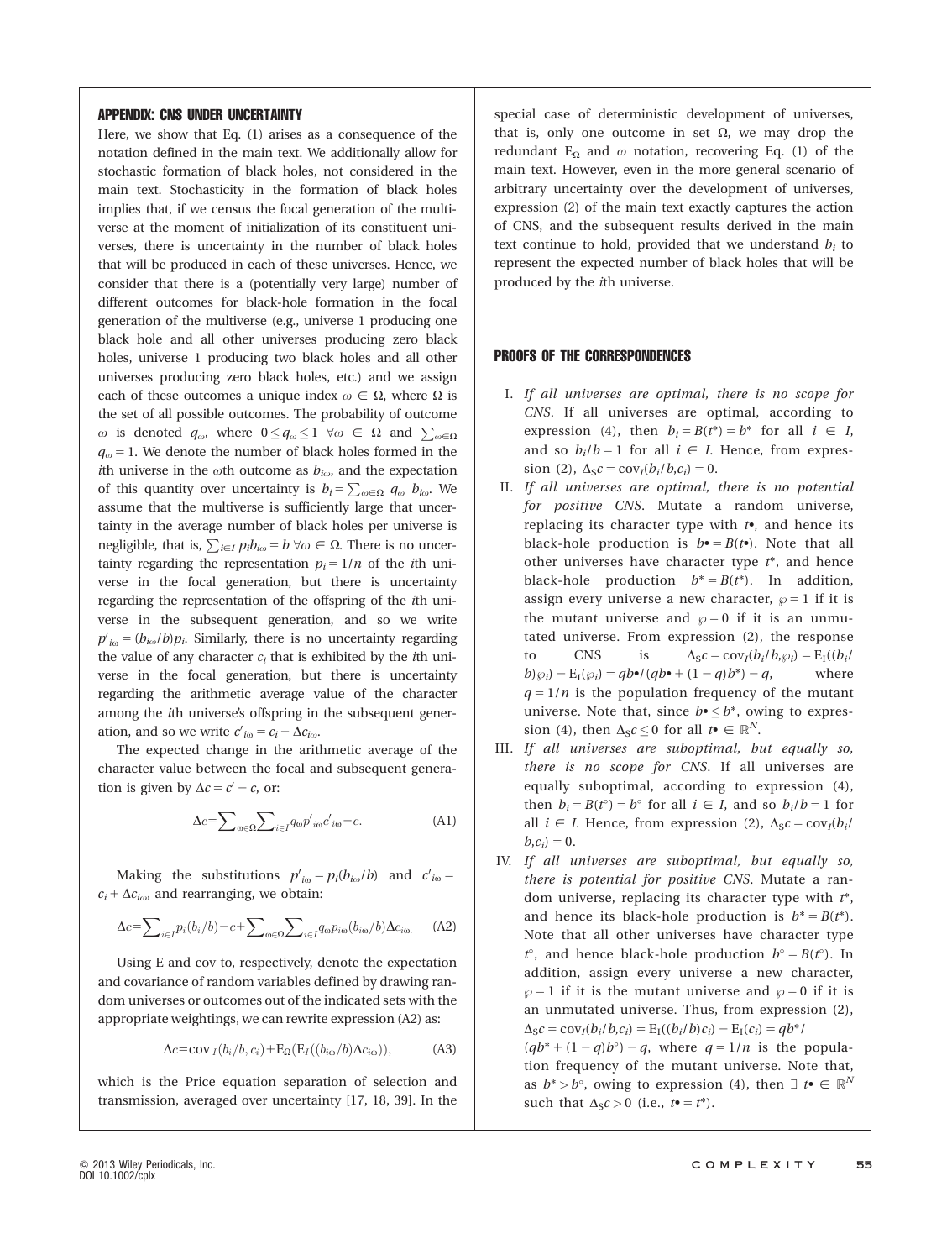## APPENDIX: CNS UNDER UNCERTAINTY

Here, we show that Eq. (1) arises as a consequence of the notation defined in the main text. We additionally allow for stochastic formation of black holes, not considered in the main text. Stochasticity in the formation of black holes implies that, if we census the focal generation of the multiverse at the moment of initialization of its constituent universes, there is uncertainty in the number of black holes that will be produced in each of these universes. Hence, we consider that there is a (potentially very large) number of different outcomes for black-hole formation in the focal generation of the multiverse (e.g., universe 1 producing one black hole and all other universes producing zero black holes, universe 1 producing two black holes and all other universes producing zero black holes, etc.) and we assign each of these outcomes a unique index $\omega \in \Omega$, where $\Omega$ is the set of all possible outcomes. The probability of outcome $\omega$ is denoted $q_\omega$, where $0 \leq q_\omega \leq 1 \;\; \forall \omega \in \Omega$ and $\sum_{\omega \in \Omega} q_\omega = 1$. We denote the number of black holes formed in the $i$th universe in the $\omega$th outcome as $b_{i\omega}$, and the expectation of this quantity over uncertainty is $b_i = \sum_{\omega \in \Omega} q_\omega \, b_{i\omega}$. We assume that the multiverse is sufficiently large that uncertainty in the average number of black holes per universe is negligible, that is, $\sum_{i \in I} p_i b_{i\omega} = b \;\; \forall \omega \in \Omega$. There is no uncertainty regarding the representation $p_i = 1/n$ of the $i$th universe in the focal generation, but there is uncertainty regarding the representation of the offspring of the $i$th universe in the subsequent generation, and so we write $p'_{i\omega} = (b_{i\omega}/b)p_i$. Similarly, there is no uncertainty regarding the value of any character $c_i$ that is exhibited by the $i$th universe in the focal generation, but there is uncertainty regarding the arithmetic average value of the character among the $i$th universe's offspring in the subsequent generation, and so we write $c'_{i\omega} = c_i + \Delta c_{i\omega}$.

The expected change in the arithmetic average of the character value between the focal and subsequent generation is given by $\Delta c = c' - c$, or:

$$\Delta c = \sum_{\omega \in \Omega} \sum_{i \in I} q_\omega p'_{i\omega} c'_{i\omega} - c. \tag{A1}$$

Making the substitutions $p'_{i\omega} = p_i(b_{i\omega}/b)$ and $c'_{i\omega} = c_i + \Delta c_{i\omega}$, and rearranging, we obtain:

$$\Delta c = \sum_{i \in I} p_i (b_i/b) - c + \sum_{\omega \in \Omega} \sum_{i \in I} q_\omega p_{i\omega} (b_{i\omega}/b) \Delta c_{i\omega}. \tag{A2}$$

Using E and cov to, respectively, denote the expectation and covariance of random variables defined by drawing random universes or outcomes out of the indicated sets with the appropriate weightings, we can rewrite expression (A2) as:

$$\Delta c = \mathrm{cov}_I(b_i/b, c_i) + \mathrm{E}_\Omega(\mathrm{E}_I((b_{i\omega}/b)\Delta c_{i\omega})), \tag{A3}$$

which is the Price equation separation of selection and transmission, averaged over uncertainty [17, 18, 39]. In the special case of deterministic development of universes, that is, only one outcome in set $\Omega$, we may drop the redundant $\mathrm{E}_\Omega$ and $\omega$ notation, recovering Eq. (1) of the main text. However, even in the more general scenario of arbitrary uncertainty over the development of universes, expression (2) of the main text exactly captures the action of CNS, and the subsequent results derived in the main text continue to hold, provided that we understand $b_i$ to represent the expected number of black holes that will be produced by the $i$th universe.

## PROOFS OF THE CORRESPONDENCES

I. *If all universes are optimal, there is no scope for CNS.* If all universes are optimal, according to expression (4), then $b_i = B(t^*) = b^*$ for all $i \in I$, and so $b_i/b = 1$ for all $i \in I$. Hence, from expression (2), $\Delta_S c = \mathrm{cov}_I(b_i/b, c_i) = 0$.

II. *If all universes are optimal, there is no potential for positive CNS.* Mutate a random universe, replacing its character type with $t^\bullet$, and hence its black-hole production is $b^\bullet = B(t^\bullet)$. Note that all other universes have character type $t^*$, and hence black-hole production $b^* = B(t^*)$. In addition, assign every universe a new character, $\wp = 1$ if it is the mutant universe and $\wp = 0$ if it is an unmutated universe. From expression (2), the response to CNS is $\Delta_S c = \mathrm{cov}_I(b_i/b, \wp_i) = \mathrm{E}_I((b_i/b)\wp_i) - \mathrm{E}_I(\wp_i) = qb^\bullet/(qb^\bullet + (1-q)b^*) - q$, where $q = 1/n$ is the population frequency of the mutant universe. Note that, since $b^\bullet \leq b^*$, owing to expression (4), then $\Delta_S c \leq 0$ for all $t^\bullet \in \mathbb{R}^N$.

III. *If all universes are suboptimal, but equally so, there is no scope for CNS.* If all universes are equally suboptimal, according to expression (4), then $b_i = B(t^\circ) = b^\circ$ for all $i \in I$, and so $b_i/b = 1$ for all $i \in I$. Hence, from expression (2), $\Delta_S c = \mathrm{cov}_I(b_i/b, c_i) = 0$.

IV. *If all universes are suboptimal, but equally so, there is potential for positive CNS.* Mutate a random universe, replacing its character type with $t^*$, and hence its black-hole production is $b^* = B(t^*)$. Note that all other universes have character type $t^\circ$, and hence black-hole production $b^\circ = B(t^\circ)$. In addition, assign every universe a new character, $\wp = 1$ if it is the mutant universe and $\wp = 0$ if it is an unmutated universe. Thus, from expression (2), $\Delta_S c = \mathrm{cov}_I(b_i/b, c_i) = \mathrm{E}_I((b_i/b)c_i) - \mathrm{E}_I(c_i) = qb^*/(qb^* + (1-q)b^\circ) - q$, where $q = 1/n$ is the population frequency of the mutant universe. Note that, as $b^* > b^\circ$, owing to expression (4), then $\exists \; t^\bullet \in \mathbb{R}^N$ such that $\Delta_S c > 0$ (i.e., $t^\bullet = t^*$).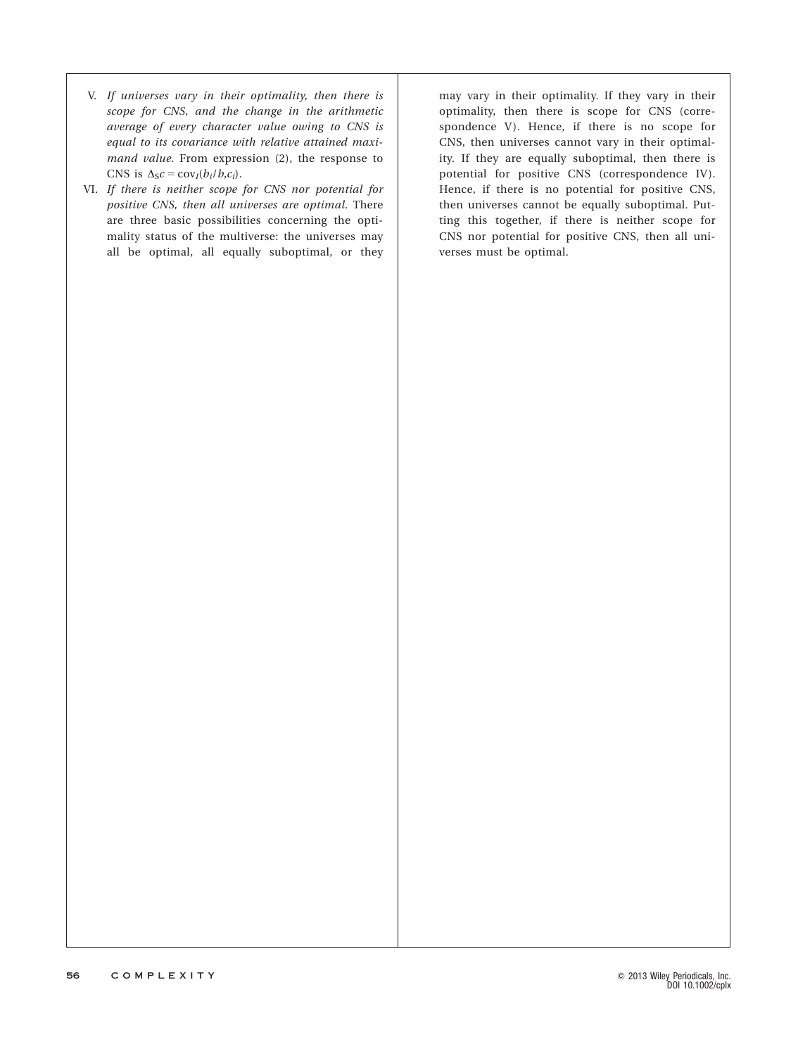V. *If universes vary in their optimality, then there is scope for CNS, and the change in the arithmetic average of every character value owing to CNS is equal to its covariance with relative attained maximand value*. From expression (2), the response to CNS is $\Delta_S c = \text{cov}_I(b_i/b, c_i)$.

VI. *If there is neither scope for CNS nor potential for positive CNS, then all universes are optimal*. There are three basic possibilities concerning the optimality status of the multiverse: the universes may all be optimal, all equally suboptimal, or they may vary in their optimality. If they vary in their optimality, then there is scope for CNS (correspondence V). Hence, if there is no scope for CNS, then universes cannot vary in their optimality. If they are equally suboptimal, then there is potential for positive CNS (correspondence IV). Hence, if there is no potential for positive CNS, then universes cannot be equally suboptimal. Putting this together, if there is neither scope for CNS nor potential for positive CNS, then all universes must be optimal.